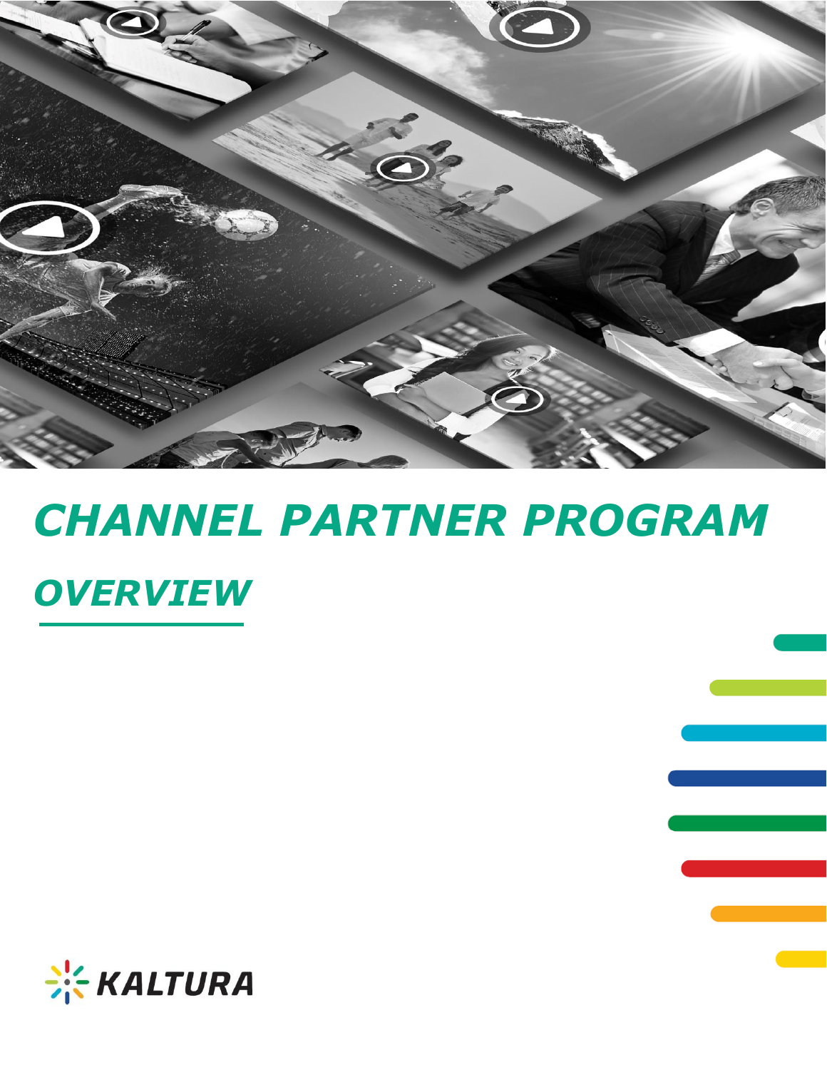# CHANNEL PARTNER PROGRAM

## OVERVIEW

KALTURA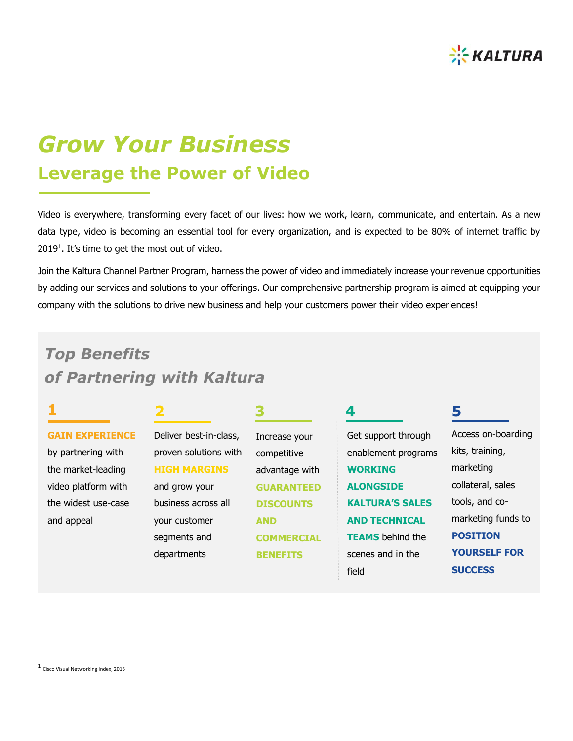# Grow Your Business

## Leverage the Power of Video

Video is everywhere, transforming every facet of our lives: how we work, learn, communicate, and entertain. As a new data type, video is becoming an essential tool for every organization, and is expected to be 80% of internet traffic by 2019[1]. It's time to get the most out of video.

Join the Kaltura Channel Partner Program, harness the power of video and immediately increase your revenue opportunities by adding our services and solutions to your offerings. Our comprehensive partnership program is aimed at equipping your company with the solutions to drive new business and help your customers power their video experiences!

## *Top Benefits of Partnering with Kaltura*

**1**

**GAIN EXPERIENCE** by partnering with the market-leading video platform with the widest use-case and appeal

**2**

Deliver best-in-class, proven solutions with **HIGH MARGINS** and grow your business across all your customer segments and departments

**3**

Increase your competitive advantage with **GUARANTEED DISCOUNTS AND COMMERCIAL BENEFITS**

**4**

Get support through enablement programs **WORKING ALONGSIDE KALTURA'S SALES AND TECHNICAL TEAMS** behind the scenes and in the field

**5**

Access on-boarding kits, training, marketing collateral, sales tools, and co-marketing funds to **POSITION YOURSELF FOR SUCCESS**

---

[1] Cisco Visual Networking Index, 2015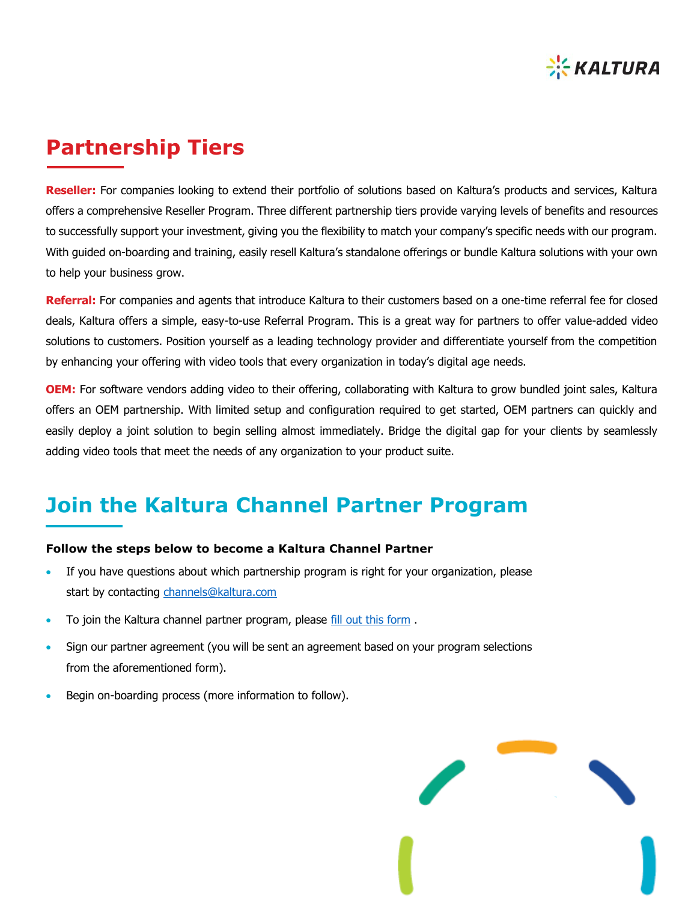## Partnership Tiers

**Reseller:** For companies looking to extend their portfolio of solutions based on Kaltura's products and services, Kaltura offers a comprehensive Reseller Program. Three different partnership tiers provide varying levels of benefits and resources to successfully support your investment, giving you the flexibility to match your company's specific needs with our program. With guided on-boarding and training, easily resell Kaltura's standalone offerings or bundle Kaltura solutions with your own to help your business grow.

**Referral:** For companies and agents that introduce Kaltura to their customers based on a one-time referral fee for closed deals, Kaltura offers a simple, easy-to-use Referral Program. This is a great way for partners to offer value-added video solutions to customers. Position yourself as a leading technology provider and differentiate yourself from the competition by enhancing your offering with video tools that every organization in today's digital age needs.

**OEM:** For software vendors adding video to their offering, collaborating with Kaltura to grow bundled joint sales, Kaltura offers an OEM partnership. With limited setup and configuration required to get started, OEM partners can quickly and easily deploy a joint solution to begin selling almost immediately. Bridge the digital gap for your clients by seamlessly adding video tools that meet the needs of any organization to your product suite.

## Join the Kaltura Channel Partner Program

**Follow the steps below to become a Kaltura Channel Partner**

- If you have questions about which partnership program is right for your organization, please start by contacting channels@kaltura.com
- To join the Kaltura channel partner program, please fill out this form .
- Sign our partner agreement (you will be sent an agreement based on your program selections from the aforementioned form).
- Begin on-boarding process (more information to follow).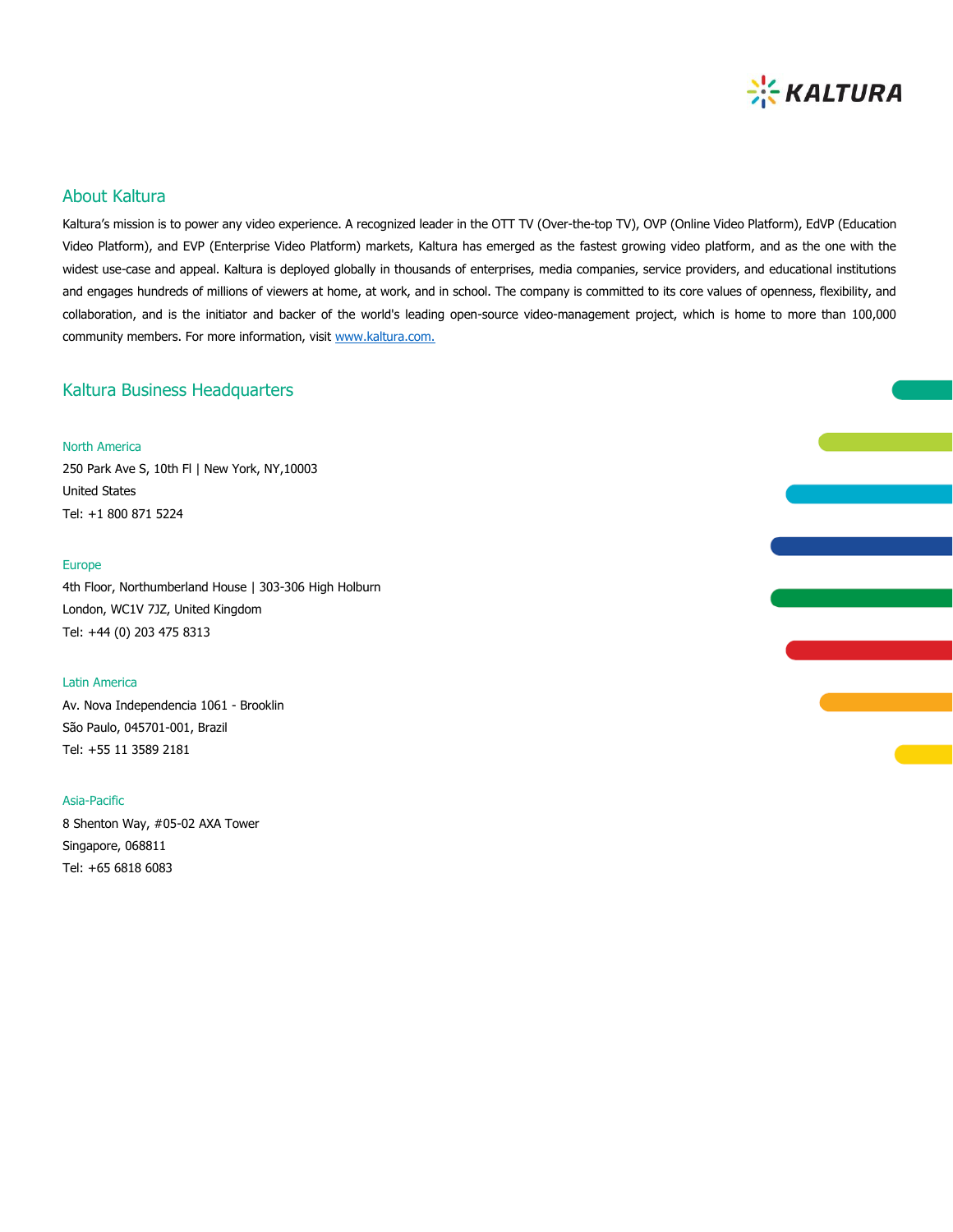## About Kaltura

Kaltura's mission is to power any video experience. A recognized leader in the OTT TV (Over-the-top TV), OVP (Online Video Platform), EdVP (Education Video Platform), and EVP (Enterprise Video Platform) markets, Kaltura has emerged as the fastest growing video platform, and as the one with the widest use-case and appeal. Kaltura is deployed globally in thousands of enterprises, media companies, service providers, and educational institutions and engages hundreds of millions of viewers at home, at work, and in school. The company is committed to its core values of openness, flexibility, and collaboration, and is the initiator and backer of the world's leading open-source video-management project, which is home to more than 100,000 community members. For more information, visit [www.kaltura.com.](http://www.kaltura.com)

## Kaltura Business Headquarters

### North America

250 Park Ave S, 10th Fl | New York, NY,10003
United States
Tel: +1 800 871 5224

### Europe

4th Floor, Northumberland House | 303-306 High Holburn
London, WC1V 7JZ, United Kingdom
Tel: +44 (0) 203 475 8313

### Latin America

Av. Nova Independencia 1061 - Brooklin
São Paulo, 045701-001, Brazil
Tel: +55 11 3589 2181

### Asia-Pacific

8 Shenton Way, #05-02 AXA Tower
Singapore, 068811
Tel: +65 6818 6083